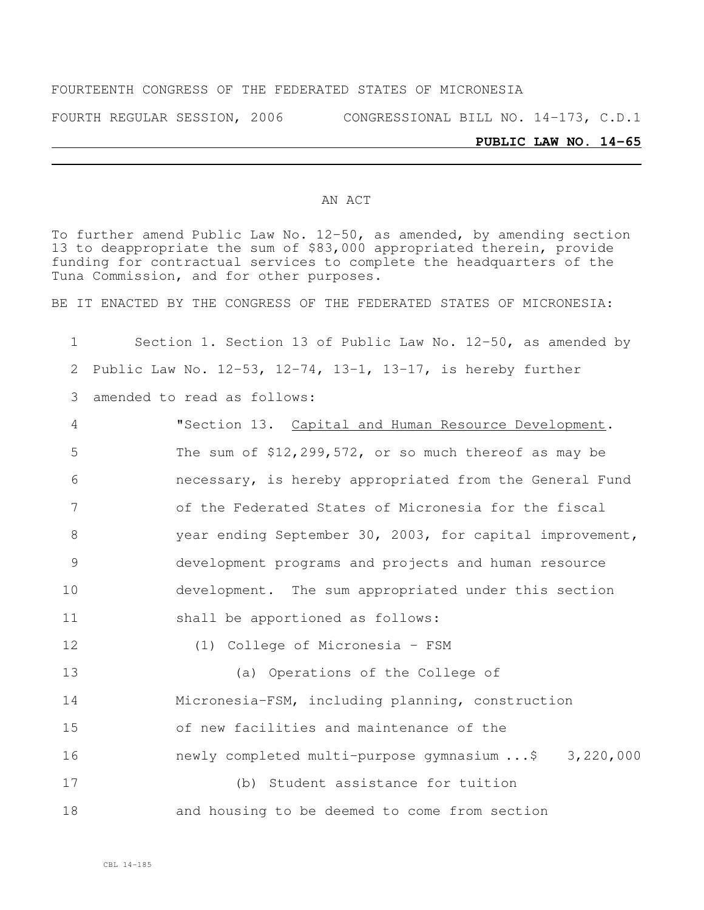FOURTEENTH CONGRESS OF THE FEDERATED STATES OF MICRONESIA

FOURTH REGULAR SESSION, 2006 CONGRESSIONAL BILL NO. 14-173, C.D.1

**PUBLIC LAW NO. 14-65**

AN ACT

To further amend Public Law No. 12-50, as amended, by amending section 13 to deappropriate the sum of $83,000 appropriated therein, provide funding for contractual services to complete the headquarters of the Tuna Commission, and for other purposes.

BE IT ENACTED BY THE CONGRESS OF THE FEDERATED STATES OF MICRONESIA:

1 Section 1. Section 13 of Public Law No. 12-50, as amended by
2 Public Law No. 12-53, 12-74, 13-1, 13-17, is hereby further
3 amended to read as follows:

4 "Section 13. Capital and Human Resource Development.
5 The sum of $12,299,572, or so much thereof as may be
6 necessary, is hereby appropriated from the General Fund
7 of the Federated States of Micronesia for the fiscal
8 year ending September 30, 2003, for capital improvement,
9 development programs and projects and human resource
10 development. The sum appropriated under this section
11 shall be apportioned as follows:

12 (1) College of Micronesia - FSM

13 (a) Operations of the College of
14 Micronesia-FSM, including planning, construction
15 of new facilities and maintenance of the
16 newly completed multi-purpose gymnasium ...$ 3,220,000

17 (b) Student assistance for tuition
18 and housing to be deemed to come from section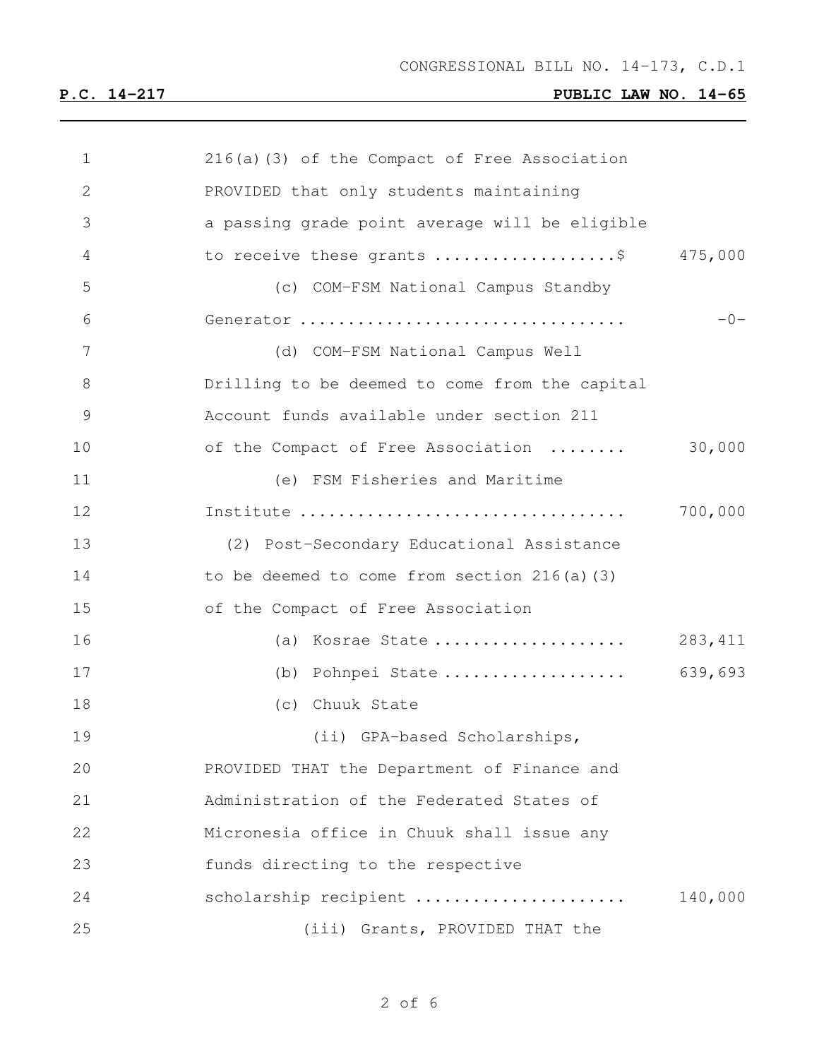216(a)(3) of the Compact of Free Association PROVIDED that only students maintaining a passing grade point average will be eligible to receive these grants ..................$ 475,000

(c) COM-FSM National Campus Standby Generator ................................ -0-

(d) COM-FSM National Campus Well Drilling to be deemed to come from the capital Account funds available under section 211 of the Compact of Free Association ........ 30,000

(e) FSM Fisheries and Maritime Institute ................................ 700,000

(2) Post-Secondary Educational Assistance to be deemed to come from section 216(a)(3) of the Compact of Free Association

(a) Kosrae State .................... 283,411

(b) Pohnpei State ................... 639,693

(c) Chuuk State

(ii) GPA-based Scholarships, PROVIDED THAT the Department of Finance and Administration of the Federated States of Micronesia office in Chuuk shall issue any funds directing to the respective scholarship recipient ...................... 140,000

(iii) Grants, PROVIDED THAT the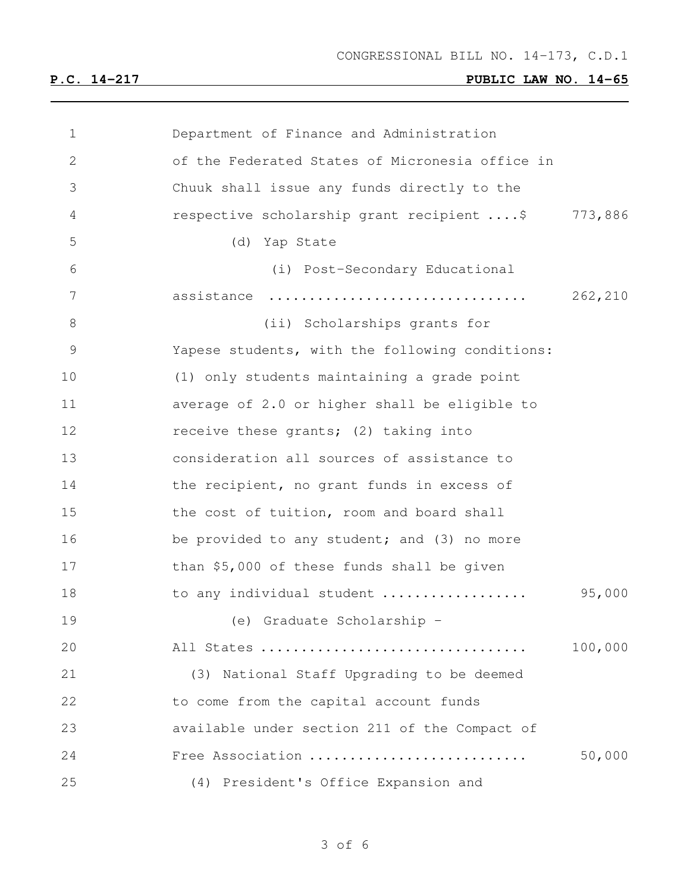Department of Finance and Administration of the Federated States of Micronesia office in Chuuk shall issue any funds directly to the respective scholarship grant recipient ....$ 773,886

(d) Yap State

(i) Post-Secondary Educational assistance ............................... 262,210

(ii) Scholarships grants for Yapese students, with the following conditions: (1) only students maintaining a grade point average of 2.0 or higher shall be eligible to receive these grants; (2) taking into consideration all sources of assistance to the recipient, no grant funds in excess of the cost of tuition, room and board shall be provided to any student; and (3) no more than $5,000 of these funds shall be given to any individual student ................. 95,000

(e) Graduate Scholarship - All States ................................ 100,000

(3) National Staff Upgrading to be deemed to come from the capital account funds available under section 211 of the Compact of Free Association .......................... 50,000

(4) President's Office Expansion and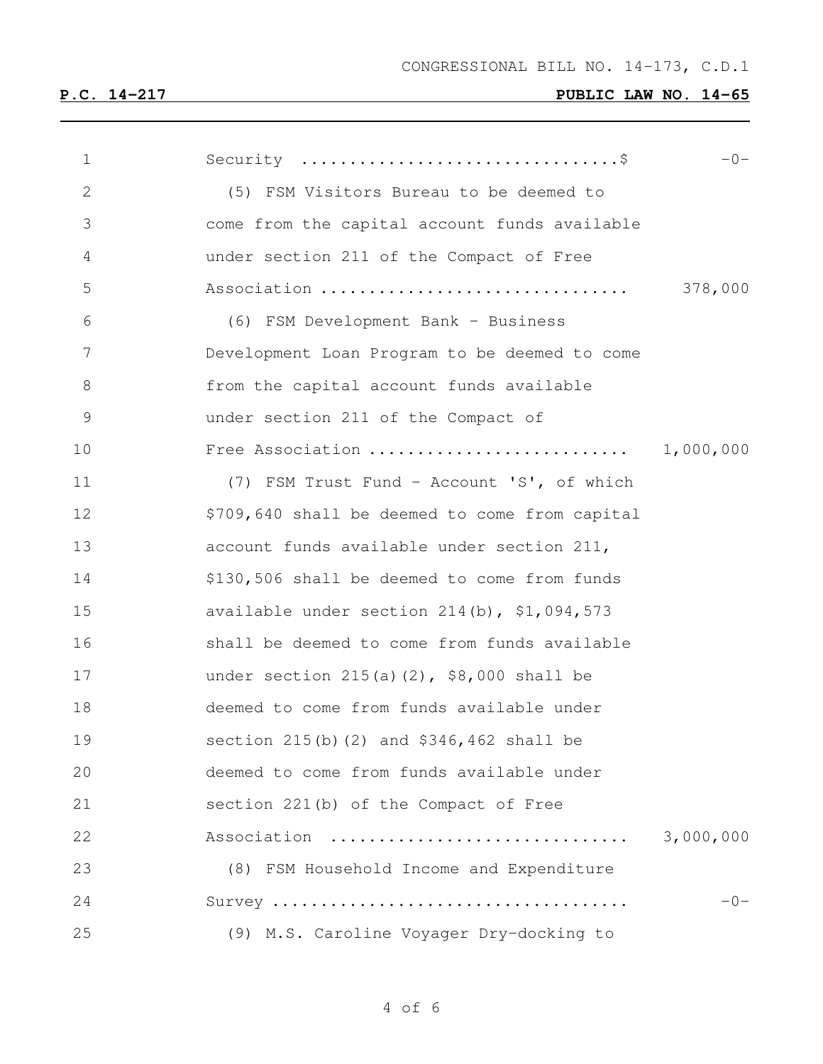CONGRESSIONAL BILL NO. 14-173, C.D.1

**P.C. 14-217** **PUBLIC LAW NO. 14-65**

Security ................................$ -0-

(5) FSM Visitors Bureau to be deemed to come from the capital account funds available under section 211 of the Compact of Free Association ............................... 378,000

(6) FSM Development Bank - Business Development Loan Program to be deemed to come from the capital account funds available under section 211 of the Compact of Free Association .......................... 1,000,000

(7) FSM Trust Fund - Account 'S', of which \$709,640 shall be deemed to come from capital account funds available under section 211, \$130,506 shall be deemed to come from funds available under section 214(b), \$1,094,573 shall be deemed to come from funds available under section 215(a)(2), \$8,000 shall be deemed to come from funds available under section 215(b)(2) and \$346,462 shall be deemed to come from funds available under section 221(b) of the Compact of Free Association .............................. 3,000,000

(8) FSM Household Income and Expenditure Survey .................................... -0-

(9) M.S. Caroline Voyager Dry-docking to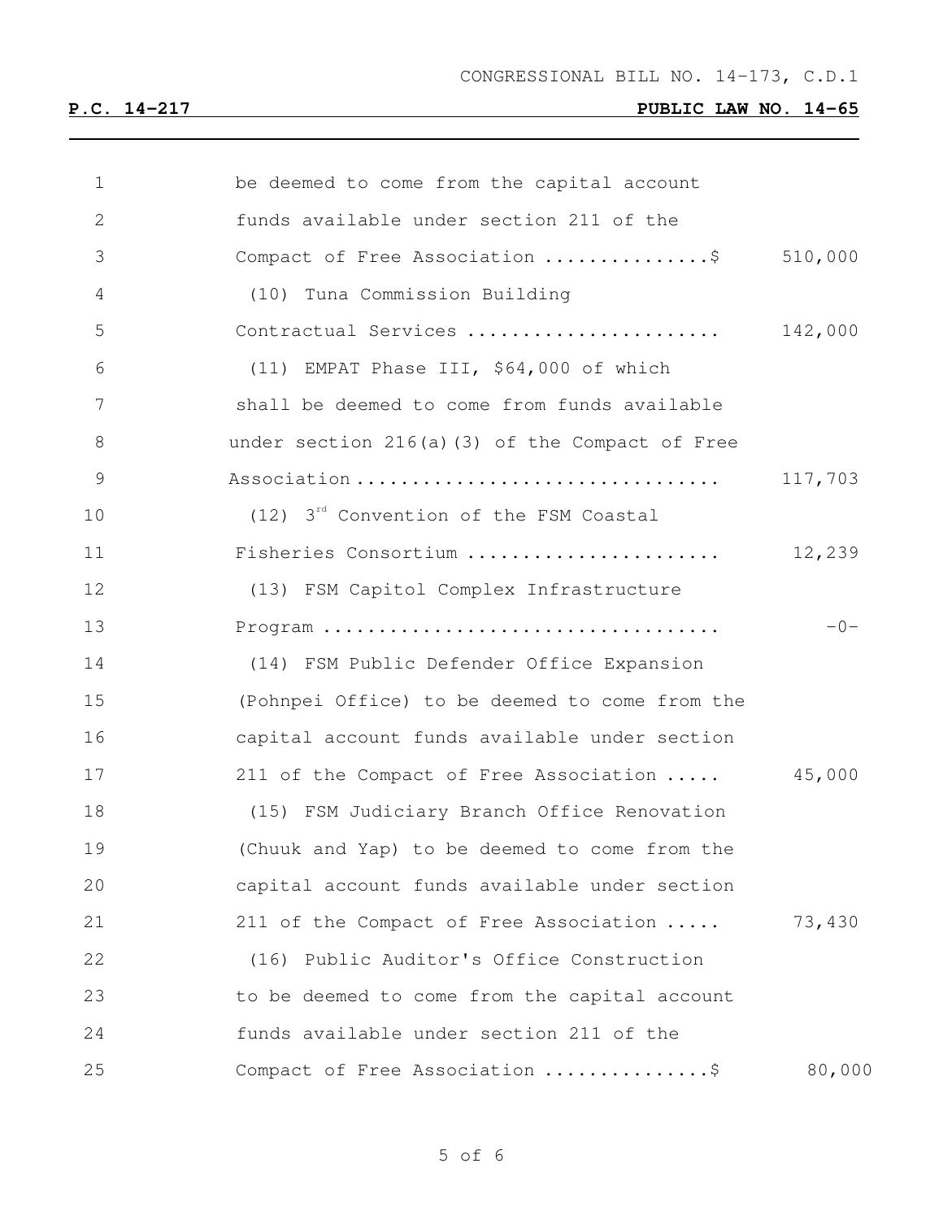be deemed to come from the capital account funds available under section 211 of the Compact of Free Association ...............$ 510,000

(10) Tuna Commission Building Contractual Services ....................... 142,000

(11) EMPAT Phase III, $64,000 of which shall be deemed to come from funds available under section 216(a)(3) of the Compact of Free Association ................................ 117,703

(12) 3rd Convention of the FSM Coastal Fisheries Consortium ....................... 12,239

(13) FSM Capitol Complex Infrastructure Program ................................... -0-

(14) FSM Public Defender Office Expansion (Pohnpei Office) to be deemed to come from the capital account funds available under section 211 of the Compact of Free Association ..... 45,000

(15) FSM Judiciary Branch Office Renovation (Chuuk and Yap) to be deemed to come from the capital account funds available under section 211 of the Compact of Free Association ..... 73,430

(16) Public Auditor's Office Construction to be deemed to come from the capital account funds available under section 211 of the Compact of Free Association ...............$ 80,000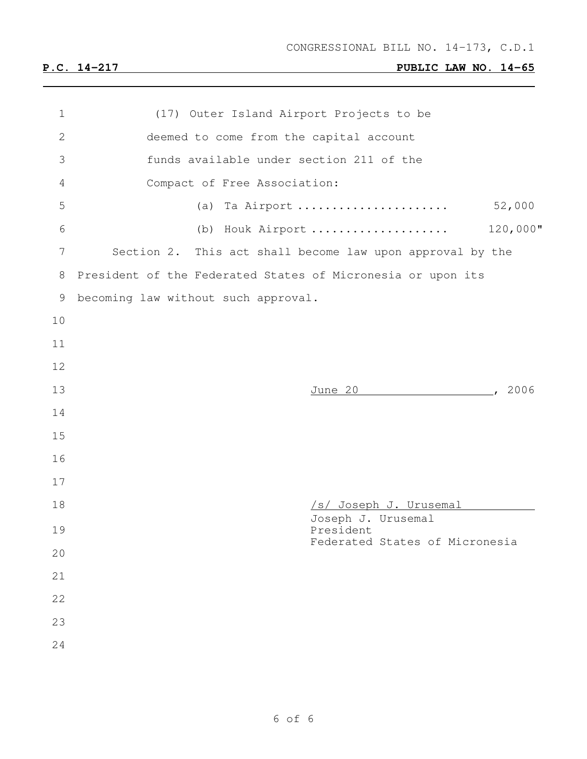CONGRESSIONAL BILL NO. 14-173, C.D.1

**P.C. 14-217** **PUBLIC LAW NO. 14-65**

(17) Outer Island Airport Projects to be deemed to come from the capital account funds available under section 211 of the Compact of Free Association:

(a) Ta Airport ...................... 52,000

(b) Houk Airport .................... 120,000"

Section 2. This act shall become law upon approval by the President of the Federated States of Micronesia or upon its becoming law without such approval.

June 20, 2006

/s/ Joseph J. Urusemal
Joseph J. Urusemal
President
Federated States of Micronesia